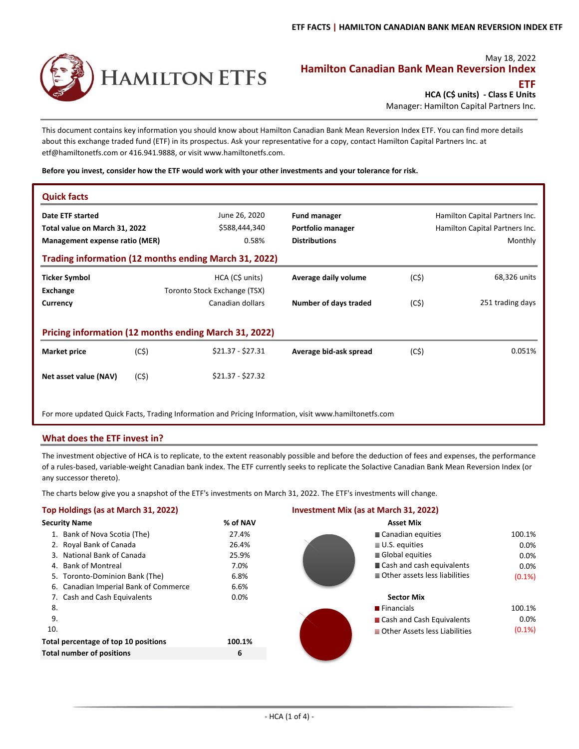May 18, 2022

# Hamilton Canadian Bank Mean Reversion Index ETF

**HCA (C$ units) - Class E Units**

Manager: Hamilton Capital Partners Inc.

This document contains key information you should know about Hamilton Canadian Bank Mean Reversion Index ETF. You can find more details about this exchange traded fund (ETF) in its prospectus. Ask your representative for a copy, contact Hamilton Capital Partners Inc. at etf@hamiltonetfs.com or 416.941.9888, or visit www.hamiltonetfs.com.

**Before you invest, consider how the ETF would work with your other investments and your tolerance for risk.**

## Quick facts

| | | | |
|---|---|---|---|
| **Date ETF started** | June 26, 2020 | **Fund manager** | Hamilton Capital Partners Inc. |
| **Total value on March 31, 2022** | $588,444,340 | **Portfolio manager** | Hamilton Capital Partners Inc. |
| **Management expense ratio (MER)** | 0.58% | **Distributions** | Monthly |

### Trading information (12 months ending March 31, 2022)

| | | | | |
|---|---|---|---|---|
| **Ticker Symbol** | HCA (C$ units) | **Average daily volume** | (C$) | 68,326 units |
| **Exchange** | Toronto Stock Exchange (TSX) | | | |
| **Currency** | Canadian dollars | **Number of days traded** | (C$) | 251 trading days |

### Pricing information (12 months ending March 31, 2022)

| | | | | | |
|---|---|---|---|---|---|
| **Market price** | (C$) | $21.37 - $27.31 | **Average bid-ask spread** | (C$) | 0.051% |
| **Net asset value (NAV)** | (C$) | $21.37 - $27.32 | | | |

For more updated Quick Facts, Trading Information and Pricing Information, visit www.hamiltonetfs.com

## What does the ETF invest in?

The investment objective of HCA is to replicate, to the extent reasonably possible and before the deduction of fees and expenses, the performance of a rules-based, variable-weight Canadian bank index. The ETF currently seeks to replicate the Solactive Canadian Bank Mean Reversion Index (or any successor thereto).

The charts below give you a snapshot of the ETF's investments on March 31, 2022. The ETF's investments will change.

### Top Holdings (as at March 31, 2022)

| Security Name | % of NAV |
|---|---|
| 1. Bank of Nova Scotia (The) | 27.4% |
| 2. Royal Bank of Canada | 26.4% |
| 3. National Bank of Canada | 25.9% |
| 4. Bank of Montreal | 7.0% |
| 5. Toronto-Dominion Bank (The) | 6.8% |
| 6. Canadian Imperial Bank of Commerce | 6.6% |
| 7. Cash and Cash Equivalents | 0.0% |
| 8. | |
| 9. | |
| 10. | |
| **Total percentage of top 10 positions** | **100.1%** |
| **Total number of positions** | **6** |

### Investment Mix (as at March 31, 2022)

**Asset Mix**

| | |
|---|---|
| Canadian equities | 100.1% |
| U.S. equities | 0.0% |
| Global equities | 0.0% |
| Cash and cash equivalents | 0.0% |
| Other assets less liabilities | (0.1%) |

**Sector Mix**

| | |
|---|---|
| Financials | 100.1% |
| Cash and Cash Equivalents | 0.0% |
| Other Assets less Liabilities | (0.1%) |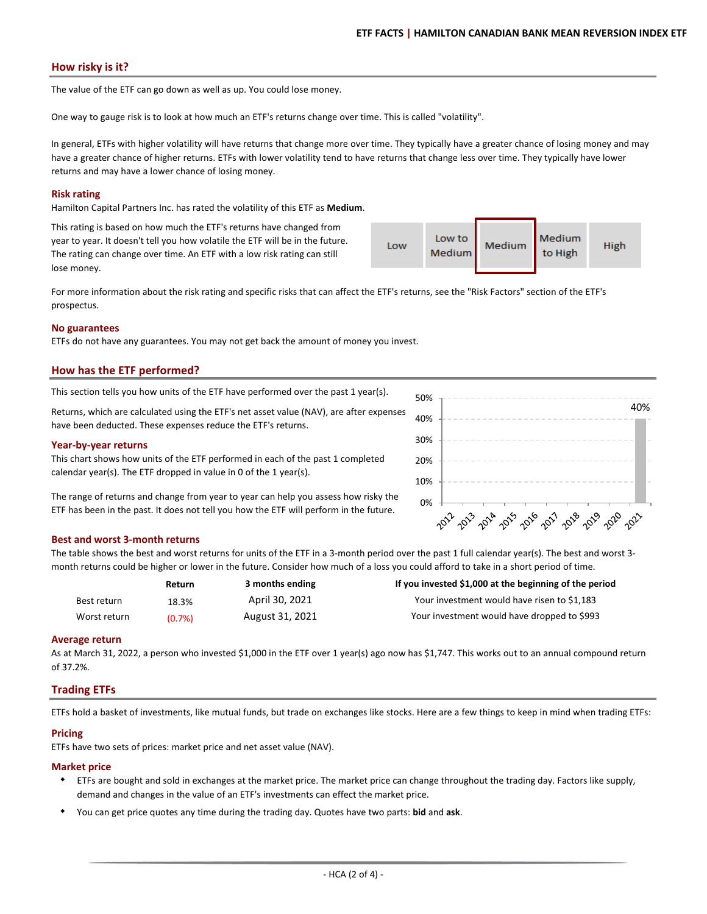## How risky is it?

The value of the ETF can go down as well as up. You could lose money.

One way to gauge risk is to look at how much an ETF's returns change over time. This is called "volatility".

In general, ETFs with higher volatility will have returns that change more over time. They typically have a greater chance of losing money and may have a greater chance of higher returns. ETFs with lower volatility tend to have returns that change less over time. They typically have lower returns and may have a lower chance of losing money.

### Risk rating

Hamilton Capital Partners Inc. has rated the volatility of this ETF as **Medium**.

This rating is based on how much the ETF's returns have changed from year to year. It doesn't tell you how volatile the ETF will be in the future. The rating can change over time. An ETF with a low risk rating can still lose money.

| Low | Low to Medium | **Medium** | Medium to High | High |
|---|---|---|---|---|

For more information about the risk rating and specific risks that can affect the ETF's returns, see the "Risk Factors" section of the ETF's prospectus.

### No guarantees

ETFs do not have any guarantees. You may not get back the amount of money you invest.

## How has the ETF performed?

This section tells you how units of the ETF have performed over the past 1 year(s).

Returns, which are calculated using the ETF's net asset value (NAV), are after expenses have been deducted. These expenses reduce the ETF's returns.

### Year-by-year returns

This chart shows how units of the ETF performed in each of the past 1 completed calendar year(s). The ETF dropped in value in 0 of the 1 year(s).

The range of returns and change from year to year can help you assess how risky the ETF has been in the past. It does not tell you how the ETF will perform in the future.

50%
40%
30%
20%
10%
0%
40%
2012 2013 2014 2015 2016 2017 2018 2019 2020 2021

### Best and worst 3-month returns

The table shows the best and worst returns for units of the ETF in a 3-month period over the past 1 full calendar year(s). The best and worst 3-month returns could be higher or lower in the future. Consider how much of a loss you could afford to take in a short period of time.

| | Return | 3 months ending | If you invested $1,000 at the beginning of the period |
|---|---|---|---|
| Best return | 18.3% | April 30, 2021 | Your investment would have risen to $1,183 |
| Worst return | (0.7%) | August 31, 2021 | Your investment would have dropped to $993 |

### Average return

As at March 31, 2022, a person who invested $1,000 in the ETF over 1 year(s) ago now has $1,747. This works out to an annual compound return of 37.2%.

## Trading ETFs

ETFs hold a basket of investments, like mutual funds, but trade on exchanges like stocks. Here are a few things to keep in mind when trading ETFs:

### Pricing

ETFs have two sets of prices: market price and net asset value (NAV).

### Market price

- ETFs are bought and sold in exchanges at the market price. The market price can change throughout the trading day. Factors like supply, demand and changes in the value of an ETF's investments can effect the market price.
- You can get price quotes any time during the trading day. Quotes have two parts: **bid** and **ask**.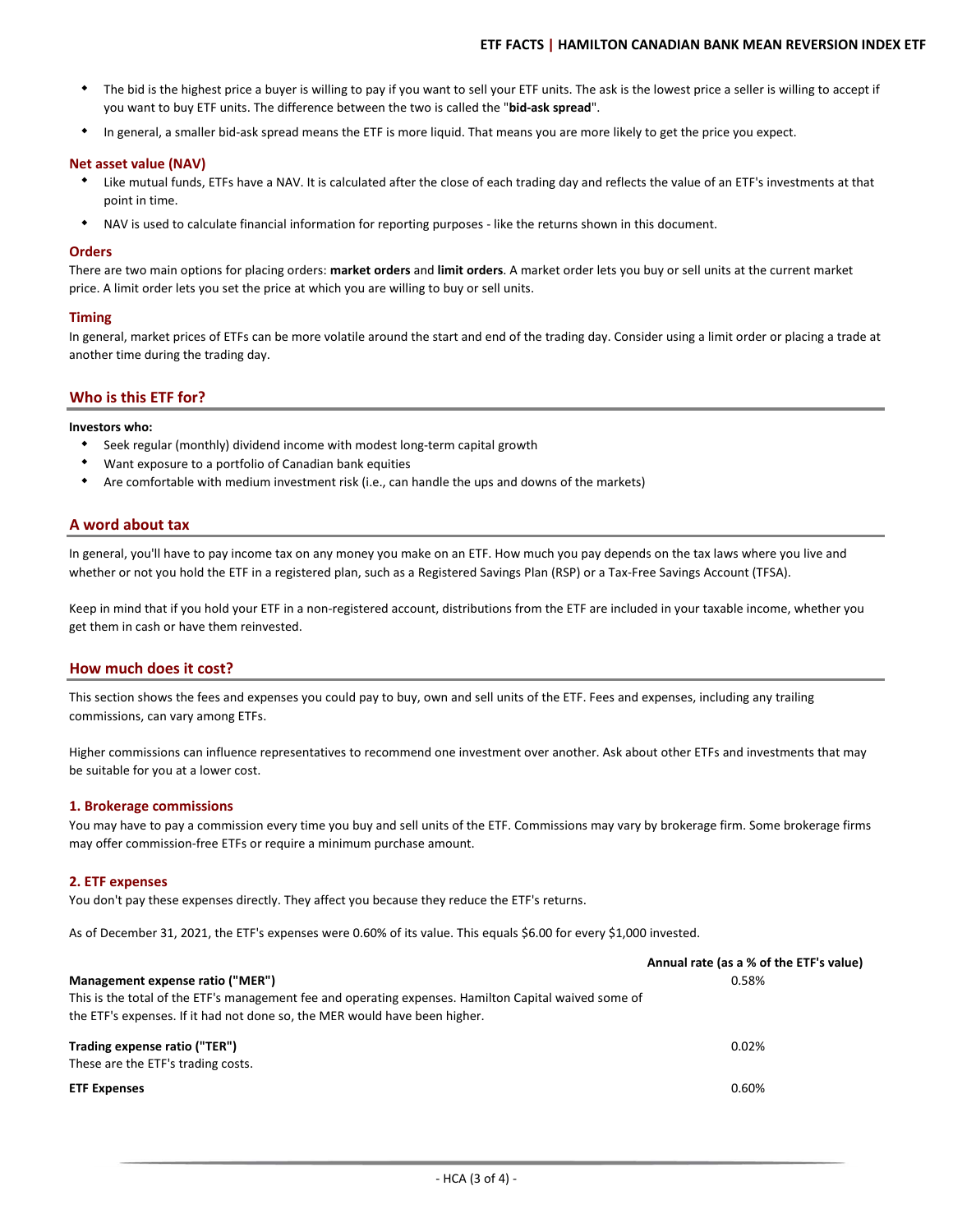- The bid is the highest price a buyer is willing to pay if you want to sell your ETF units. The ask is the lowest price a seller is willing to accept if you want to buy ETF units. The difference between the two is called the "**bid-ask spread**".
- In general, a smaller bid-ask spread means the ETF is more liquid. That means you are more likely to get the price you expect.

### Net asset value (NAV)

- Like mutual funds, ETFs have a NAV. It is calculated after the close of each trading day and reflects the value of an ETF's investments at that point in time.
- NAV is used to calculate financial information for reporting purposes - like the returns shown in this document.

### Orders

There are two main options for placing orders: **market orders** and **limit orders**. A market order lets you buy or sell units at the current market price. A limit order lets you set the price at which you are willing to buy or sell units.

### Timing

In general, market prices of ETFs can be more volatile around the start and end of the trading day. Consider using a limit order or placing a trade at another time during the trading day.

## Who is this ETF for?

**Investors who:**

- Seek regular (monthly) dividend income with modest long-term capital growth
- Want exposure to a portfolio of Canadian bank equities
- Are comfortable with medium investment risk (i.e., can handle the ups and downs of the markets)

## A word about tax

In general, you'll have to pay income tax on any money you make on an ETF. How much you pay depends on the tax laws where you live and whether or not you hold the ETF in a registered plan, such as a Registered Savings Plan (RSP) or a Tax-Free Savings Account (TFSA).

Keep in mind that if you hold your ETF in a non-registered account, distributions from the ETF are included in your taxable income, whether you get them in cash or have them reinvested.

## How much does it cost?

This section shows the fees and expenses you could pay to buy, own and sell units of the ETF. Fees and expenses, including any trailing commissions, can vary among ETFs.

Higher commissions can influence representatives to recommend one investment over another. Ask about other ETFs and investments that may be suitable for you at a lower cost.

### 1. Brokerage commissions

You may have to pay a commission every time you buy and sell units of the ETF. Commissions may vary by brokerage firm. Some brokerage firms may offer commission-free ETFs or require a minimum purchase amount.

### 2. ETF expenses

You don't pay these expenses directly. They affect you because they reduce the ETF's returns.

As of December 31, 2021, the ETF's expenses were 0.60% of its value. This equals $6.00 for every $1,000 invested.

| | Annual rate (as a % of the ETF's value) |
|---|---|
| **Management expense ratio ("MER")**<br>This is the total of the ETF's management fee and operating expenses. Hamilton Capital waived some of the ETF's expenses. If it had not done so, the MER would have been higher. | 0.58% |
| **Trading expense ratio ("TER")**<br>These are the ETF's trading costs. | 0.02% |
| **ETF Expenses** | 0.60% |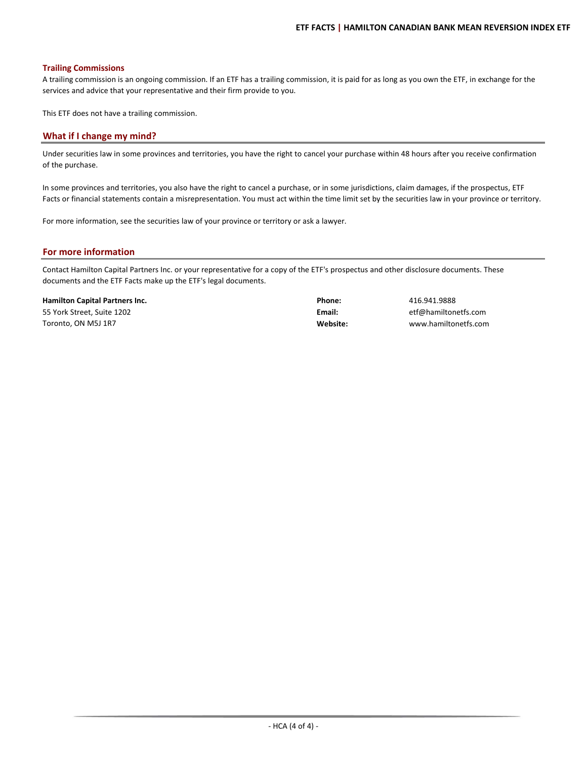### Trailing Commissions

A trailing commission is an ongoing commission. If an ETF has a trailing commission, it is paid for as long as you own the ETF, in exchange for the services and advice that your representative and their firm provide to you.

This ETF does not have a trailing commission.

## What if I change my mind?

Under securities law in some provinces and territories, you have the right to cancel your purchase within 48 hours after you receive confirmation of the purchase.

In some provinces and territories, you also have the right to cancel a purchase, or in some jurisdictions, claim damages, if the prospectus, ETF Facts or financial statements contain a misrepresentation. You must act within the time limit set by the securities law in your province or territory.

For more information, see the securities law of your province or territory or ask a lawyer.

## For more information

Contact Hamilton Capital Partners Inc. or your representative for a copy of the ETF's prospectus and other disclosure documents. These documents and the ETF Facts make up the ETF's legal documents.

**Hamilton Capital Partners Inc.**
55 York Street, Suite 1202
Toronto, ON M5J 1R7

**Phone:** 416.941.9888
**Email:** etf@hamiltonetfs.com
**Website:** www.hamiltonetfs.com